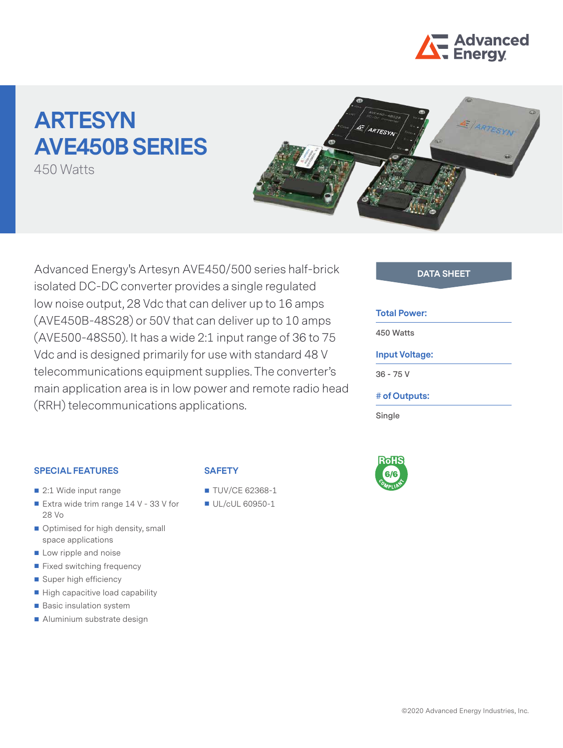# ARTESYN AVE450B SERIES

450 Watts

Advanced Energy's Artesyn AVE450/500 series half-brick isolated DC-DC converter provides a single regulated low noise output, 28 Vdc that can deliver up to 16 amps (AVE450B-48S28) or 50V that can deliver up to 10 amps (AVE500-48S50). It has a wide 2:1 input range of 36 to 75 Vdc and is designed primarily for use with standard 48 V telecommunications equipment supplies. The converter's main application area is in low power and remote radio head (RRH) telecommunications applications.

**DATA SHEET**

**Total Power:**

450 Watts

**Input Voltage:**

36 - 75 V

**# of Outputs:**

Single

### SPECIAL FEATURES

- 2:1 Wide input range
- Extra wide trim range 14 V - 33 V for 28 Vo
- Optimised for high density, small space applications
- Low ripple and noise
- Fixed switching frequency
- Super high efficiency
- High capacitive load capability
- Basic insulation system
- Aluminium substrate design

### SAFETY

- TUV/CE 62368-1
- UL/cUL 60950-1

RoHS 6/6 COMPLIANT

©2020 Advanced Energy Industries, Inc.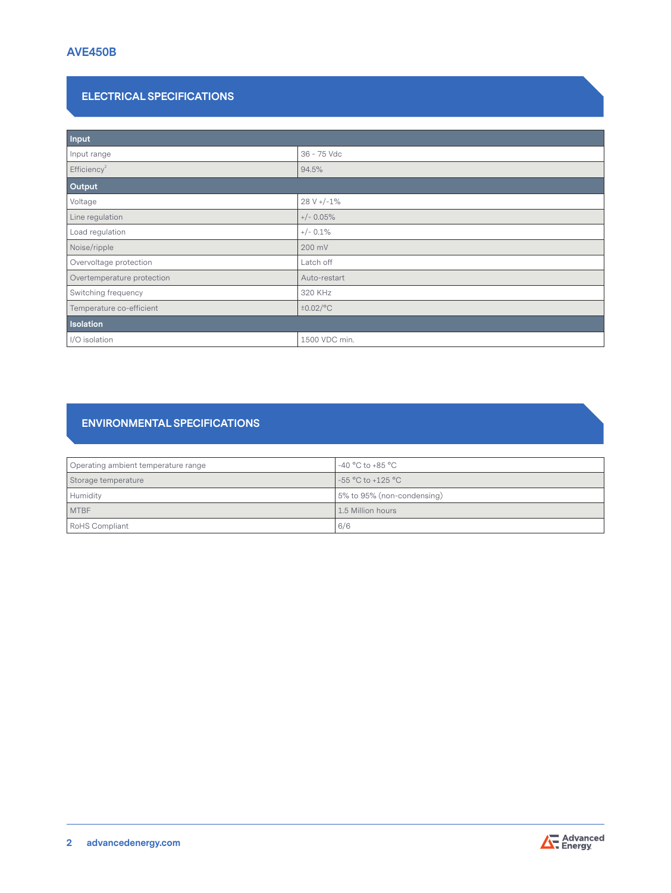# AVE450B

## ELECTRICAL SPECIFICATIONS

| **Input** | |
|---|---|
| Input range | 36 - 75 Vdc |
| Efficiency[2] | 94.5% |
| **Output** | |
| Voltage | 28 V +/-1% |
| Line regulation | +/- 0.05% |
| Load regulation | +/- 0.1% |
| Noise/ripple | 200 mV |
| Overvoltage protection | Latch off |
| Overtemperature protection | Auto-restart |
| Switching frequency | 320 KHz |
| Temperature co-efficient | ±0.02/°C |
| **Isolation** | |
| I/O isolation | 1500 VDC min. |

## ENVIRONMENTAL SPECIFICATIONS

| | |
|---|---|
| Operating ambient temperature range | -40 °C to +85 °C |
| Storage temperature | -55 °C to +125 °C |
| Humidity | 5% to 95% (non-condensing) |
| MTBF | 1.5 Million hours |
| RoHS Compliant | 6/6 |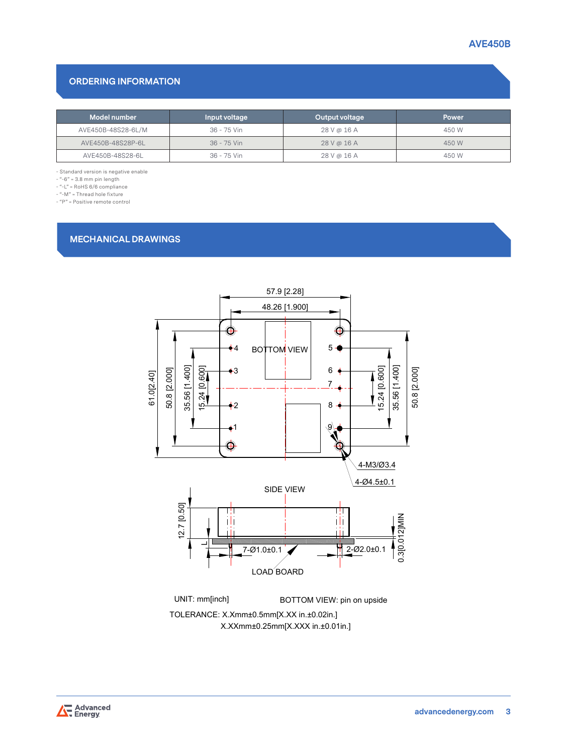## ORDERING INFORMATION

| Model number | Input voltage | Output voltage | Power |
|---|---|---|---|
| AVE450B-48S28-6L/M | 36 - 75 Vin | 28 V @ 16 A | 450 W |
| AVE450B-48S28P-6L | 36 - 75 Vin | 28 V @ 16 A | 450 W |
| AVE450B-48S28-6L | 36 - 75 Vin | 28 V @ 16 A | 450 W |

- Standard version is negative enable
- "-6" = 3.8 mm pin length
- "-L" = RoHS 6/6 compliance
- "-M" = Thread hole fixture
- "P" = Positive remote control

## MECHANICAL DRAWINGS

57.9 [2.28]

48.26 [1.900]

BOTTOM VIEW

61.0[2.40] 50.8 [2.000] 35.56 [1.400] 15.24 [0.600]

15.24 [0.600] 35.56 [1.400] 50.8 [2.000]

4-M3/Ø3.4

4-Ø4.5±0.1

SIDE VIEW

12.7 [0.50]

7-Ø1.0±0.1

2-Ø2.0±0.1

0.3[0.012]MIN

LOAD BOARD

UNIT: mm[inch]

BOTTOM VIEW: pin on upside

TOLERANCE: X.Xmm±0.5mm[X.XX in.±0.02in.]
X.XXmm±0.25mm[X.XXX in.±0.01in.]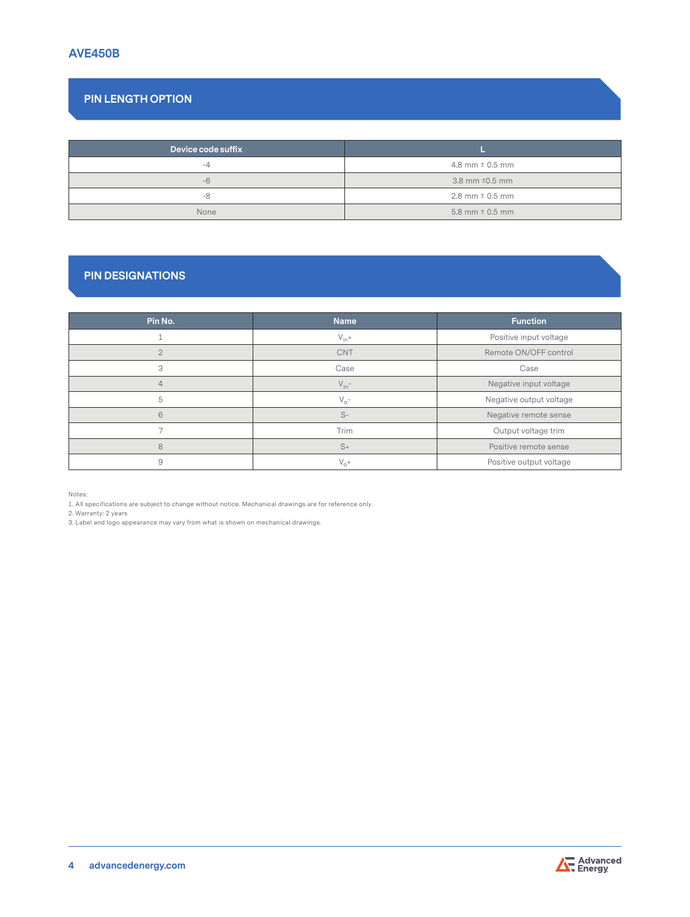## PIN LENGTH OPTION

| Device code suffix | L |
|---|---|
| -4 | 4.8 mm ± 0.5 mm |
| -6 | 3.8 mm ±0.5 mm |
| -8 | 2.8 mm ± 0.5 mm |
| None | 5.8 mm ± 0.5 mm |

## PIN DESIGNATIONS

| Pin No. | Name | Function |
|---|---|---|
| 1 | $V_{in}+$ | Positive input voltage |
| 2 | CNT | Remote ON/OFF control |
| 3 | Case | Case |
| 4 | $V_{in}-$ | Negative input voltage |
| 5 | $V_o-$ | Negative output voltage |
| 6 | S- | Negative remote sense |
| 7 | Trim | Output voltage trim |
| 8 | S+ | Positive remote sense |
| 9 | $V_o+$ | Positive output voltage |

Notes:
1. All specifications are subject to change without notice. Mechanical drawings are for reference only.
2. Warranty: 2 years
3. Label and logo appearance may vary from what is shown on mechanical drawings.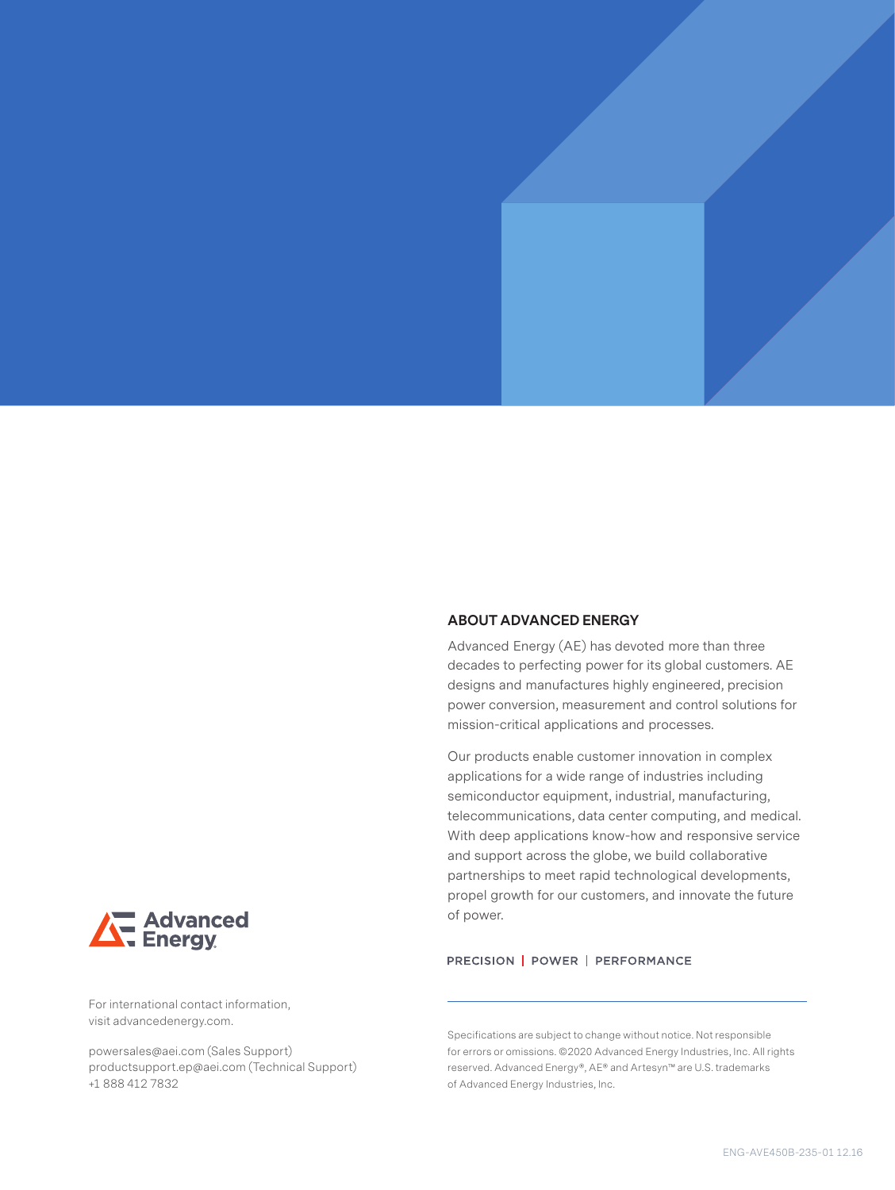## ABOUT ADVANCED ENERGY

Advanced Energy (AE) has devoted more than three decades to perfecting power for its global customers. AE designs and manufactures highly engineered, precision power conversion, measurement and control solutions for mission-critical applications and processes.

Our products enable customer innovation in complex applications for a wide range of industries including semiconductor equipment, industrial, manufacturing, telecommunications, data center computing, and medical. With deep applications know-how and responsive service and support across the globe, we build collaborative partnerships to meet rapid technological developments, propel growth for our customers, and innovate the future of power.

PRECISION | POWER | PERFORMANCE

Advanced Energy

For international contact information, visit advancedenergy.com.

powersales@aei.com (Sales Support)
productsupport.ep@aei.com (Technical Support)
+1 888 412 7832

Specifications are subject to change without notice. Not responsible for errors or omissions. ©2020 Advanced Energy Industries, Inc. All rights reserved. Advanced Energy®, AE® and Artesyn™ are U.S. trademarks of Advanced Energy Industries, Inc.

ENG-AVE450B-235-01 12.16